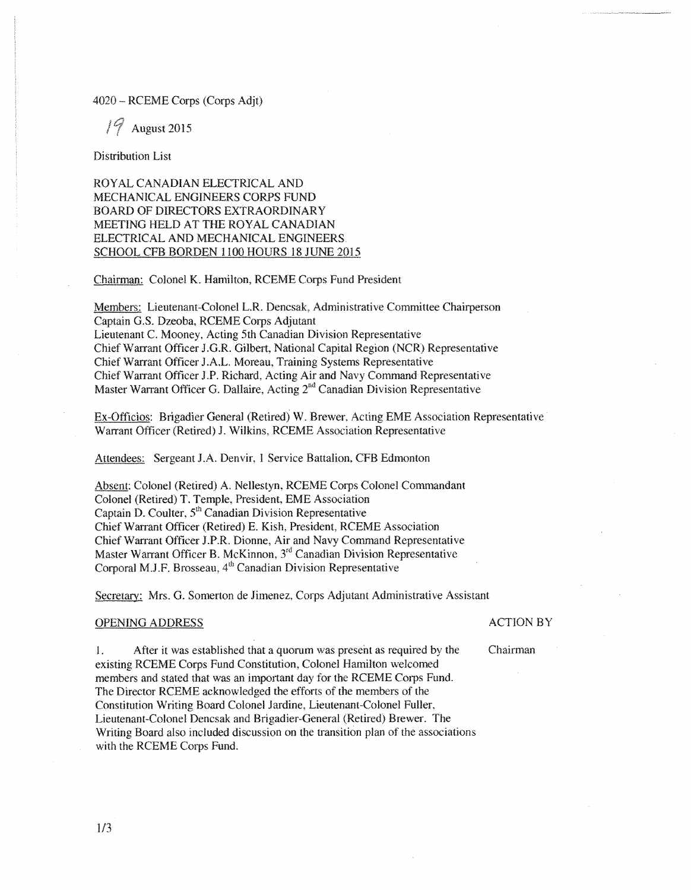4020 – RCEME Corps (Corps Adjt)

19 August 2015

Distribution List

ROYAL CANADIAN ELECTRICAL AND MECHANICAL ENGINEERS CORPS FUND BOARD OF DIRECTORS EXTRAORDINARY MEETING HELD AT THE ROYAL CANADIAN ELECTRICAL AND MECHANICAL ENGINEERS SCHOOL CFB BORDEN 1100 HOURS 18 JUNE 2015

Chairman: Colonel K. Hamilton, RCEME Corps Fund President

Members: Lieutenant-Colonel L.R. Dencsak, Administrative Committee Chairperson
Captain G.S. Dzeoba, RCEME Corps Adjutant
Lieutenant C. Mooney, Acting 5th Canadian Division Representative
Chief Warrant Officer J.G.R. Gilbert, National Capital Region (NCR) Representative
Chief Warrant Officer J.A.L. Moreau, Training Systems Representative
Chief Warrant Officer J.P. Richard, Acting Air and Navy Command Representative
Master Warrant Officer G. Dallaire, Acting 2nd Canadian Division Representative

Ex-Officios: Brigadier General (Retired) W. Brewer, Acting EME Association Representative
Warrant Officer (Retired) J. Wilkins, RCEME Association Representative

Attendees: Sergeant J.A. Denvir, 1 Service Battalion, CFB Edmonton

Absent: Colonel (Retired) A. Nellestyn, RCEME Corps Colonel Commandant
Colonel (Retired) T. Temple, President, EME Association
Captain D. Coulter, 5th Canadian Division Representative
Chief Warrant Officer (Retired) E. Kish, President, RCEME Association
Chief Warrant Officer J.P.R. Dionne, Air and Navy Command Representative
Master Warrant Officer B. McKinnon, 3rd Canadian Division Representative
Corporal M.J.F. Brosseau, 4th Canadian Division Representative

Secretary: Mrs. G. Somerton de Jimenez, Corps Adjutant Administrative Assistant

| OPENING ADDRESS | ACTION BY |
|---|---|
| 1. After it was established that a quorum was present as required by the existing RCEME Corps Fund Constitution, Colonel Hamilton welcomed members and stated that was an important day for the RCEME Corps Fund. The Director RCEME acknowledged the efforts of the members of the Constitution Writing Board Colonel Jardine, Lieutenant-Colonel Fuller, Lieutenant-Colonel Dencsak and Brigadier-General (Retired) Brewer. The Writing Board also included discussion on the transition plan of the associations with the RCEME Corps Fund. | Chairman |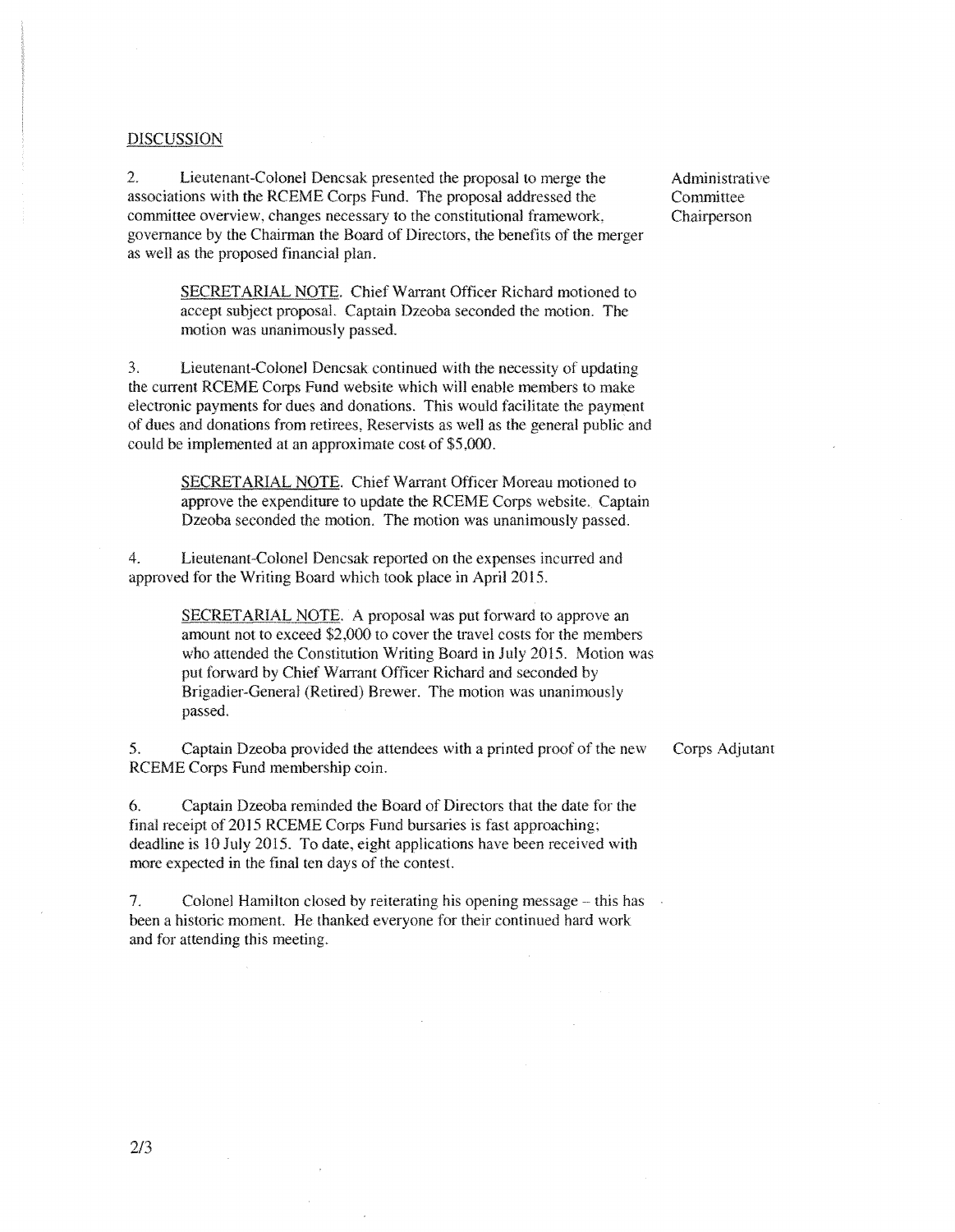DISCUSSION

2. Lieutenant-Colonel Dencsak presented the proposal to merge the associations with the RCEME Corps Fund. The proposal addressed the committee overview, changes necessary to the constitutional framework, governance by the Chairman the Board of Directors, the benefits of the merger as well as the proposed financial plan. — Administrative Committee Chairperson

> SECRETARIAL NOTE. Chief Warrant Officer Richard motioned to accept subject proposal. Captain Dzeoba seconded the motion. The motion was unanimously passed.

3. Lieutenant-Colonel Dencsak continued with the necessity of updating the current RCEME Corps Fund website which will enable members to make electronic payments for dues and donations. This would facilitate the payment of dues and donations from retirees, Reservists as well as the general public and could be implemented at an approximate cost of $5,000.

> SECRETARIAL NOTE. Chief Warrant Officer Moreau motioned to approve the expenditure to update the RCEME Corps website. Captain Dzeoba seconded the motion. The motion was unanimously passed.

4. Lieutenant-Colonel Dencsak reported on the expenses incurred and approved for the Writing Board which took place in April 2015.

> SECRETARIAL NOTE. A proposal was put forward to approve an amount not to exceed $2,000 to cover the travel costs for the members who attended the Constitution Writing Board in July 2015. Motion was put forward by Chief Warrant Officer Richard and seconded by Brigadier-General (Retired) Brewer. The motion was unanimously passed.

5. Captain Dzeoba provided the attendees with a printed proof of the new RCEME Corps Fund membership coin. — Corps Adjutant

6. Captain Dzeoba reminded the Board of Directors that the date for the final receipt of 2015 RCEME Corps Fund bursaries is fast approaching; deadline is 10 July 2015. To date, eight applications have been received with more expected in the final ten days of the contest.

7. Colonel Hamilton closed by reiterating his opening message – this has been a historic moment. He thanked everyone for their continued hard work and for attending this meeting.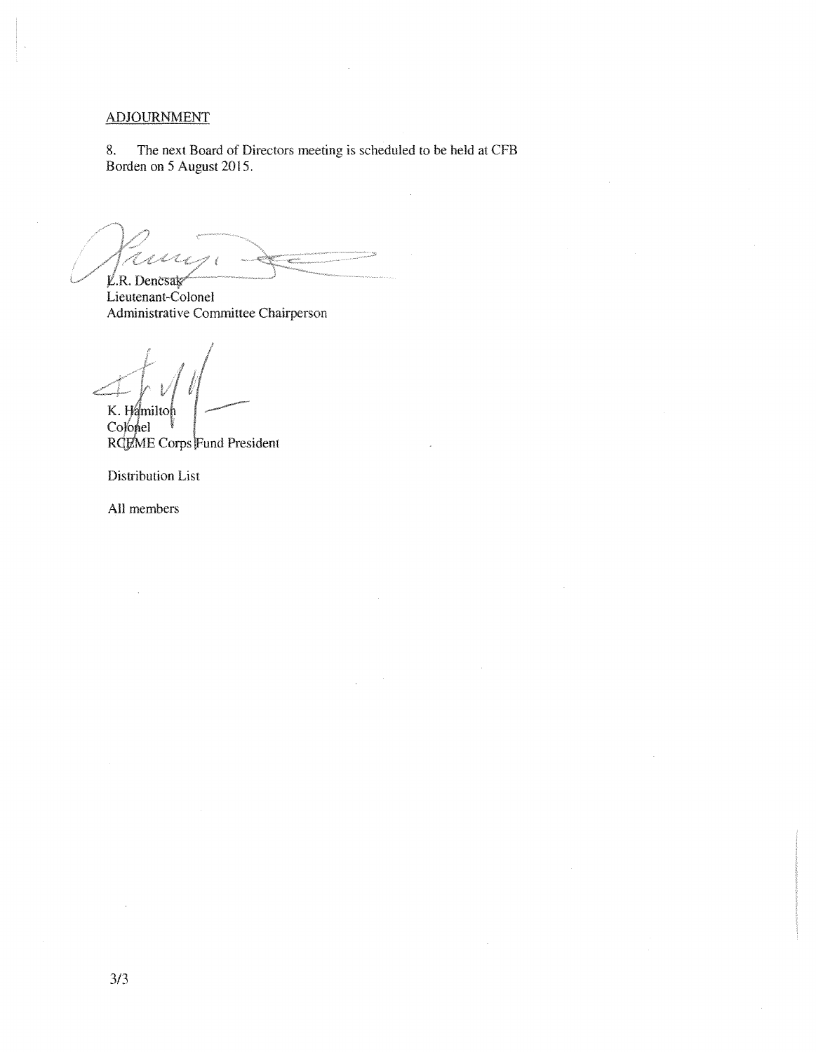ADJOURNMENT

8. The next Board of Directors meeting is scheduled to be held at CFB Borden on 5 August 2015.

L.R. Dencsak
Lieutenant-Colonel
Administrative Committee Chairperson

K. Hamilton
Colonel
RCEME Corps Fund President

Distribution List

All members